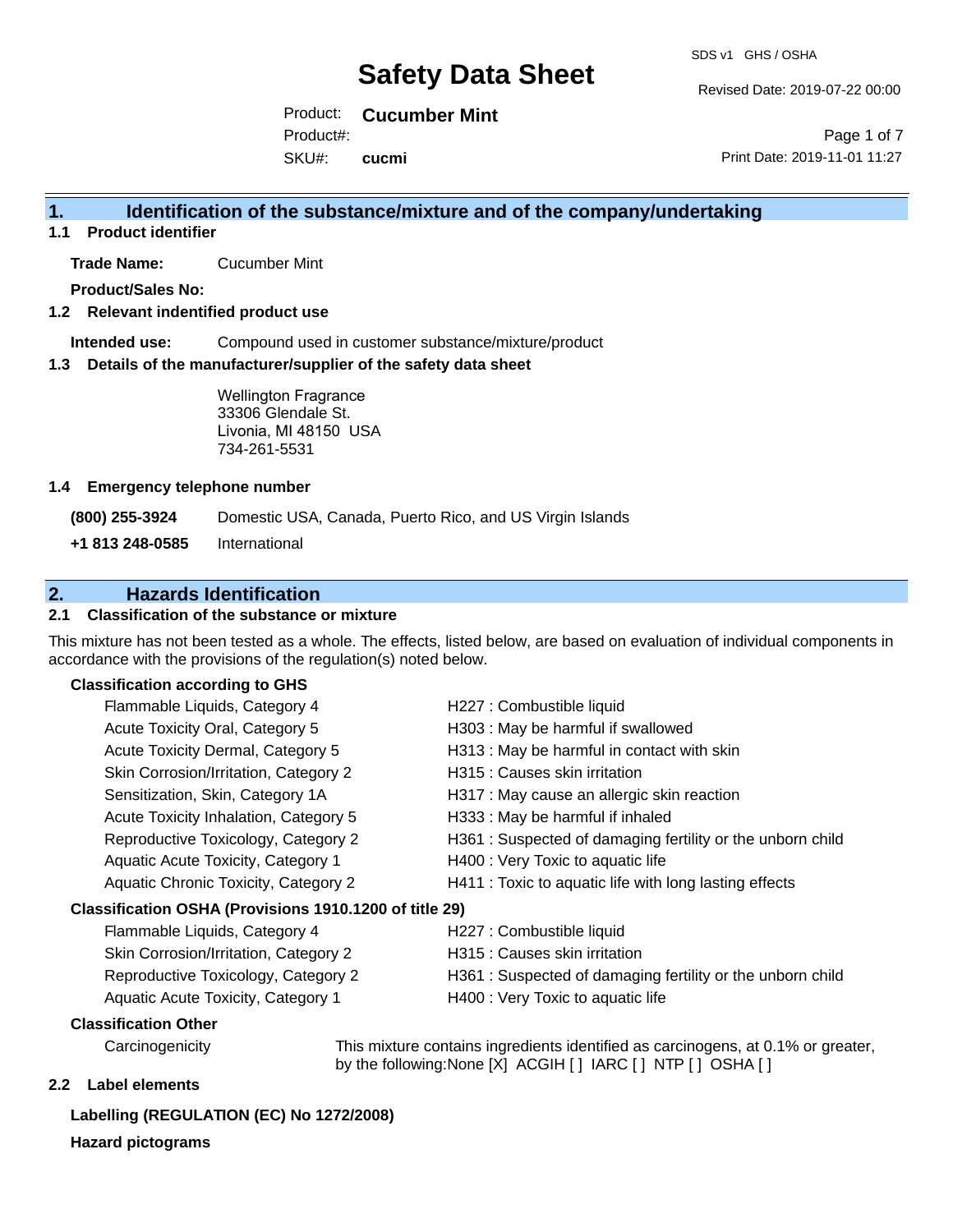# Safety Data Sheet

SDS v1 GHS / OSHA

Revised Date: 2019-07-22 00:00

Product: **Cucumber Mint**

Product#:

SKU#: **cucmi**

Print Date: 2019-11-01 11:27

## 1. Identification of the substance/mixture and of the company/undertaking

### 1.1 Product identifier

**Trade Name:** Cucumber Mint

**Product/Sales No:**

### 1.2 Relevant indentified product use

**Intended use:** Compound used in customer substance/mixture/product

### 1.3 Details of the manufacturer/supplier of the safety data sheet

Wellington Fragrance
33306 Glendale St.
Livonia, MI 48150 USA
734-261-5531

### 1.4 Emergency telephone number

**(800) 255-3924** Domestic USA, Canada, Puerto Rico, and US Virgin Islands

**+1 813 248-0585** International

## 2. Hazards Identification

### 2.1 Classification of the substance or mixture

This mixture has not been tested as a whole. The effects, listed below, are based on evaluation of individual components in accordance with the provisions of the regulation(s) noted below.

**Classification according to GHS**

| | |
|---|---|
| Flammable Liquids, Category 4 | H227 : Combustible liquid |
| Acute Toxicity Oral, Category 5 | H303 : May be harmful if swallowed |
| Acute Toxicity Dermal, Category 5 | H313 : May be harmful in contact with skin |
| Skin Corrosion/Irritation, Category 2 | H315 : Causes skin irritation |
| Sensitization, Skin, Category 1A | H317 : May cause an allergic skin reaction |
| Acute Toxicity Inhalation, Category 5 | H333 : May be harmful if inhaled |
| Reproductive Toxicology, Category 2 | H361 : Suspected of damaging fertility or the unborn child |
| Aquatic Acute Toxicity, Category 1 | H400 : Very Toxic to aquatic life |
| Aquatic Chronic Toxicity, Category 2 | H411 : Toxic to aquatic life with long lasting effects |

**Classification OSHA (Provisions 1910.1200 of title 29)**

| | |
|---|---|
| Flammable Liquids, Category 4 | H227 : Combustible liquid |
| Skin Corrosion/Irritation, Category 2 | H315 : Causes skin irritation |
| Reproductive Toxicology, Category 2 | H361 : Suspected of damaging fertility or the unborn child |
| Aquatic Acute Toxicity, Category 1 | H400 : Very Toxic to aquatic life |

**Classification Other**

Carcinogenicity: This mixture contains ingredients identified as carcinogens, at 0.1% or greater, by the following:None [X] ACGIH [ ] IARC [ ] NTP [ ] OSHA [ ]

### 2.2 Label elements

**Labelling (REGULATION (EC) No 1272/2008)**

**Hazard pictograms**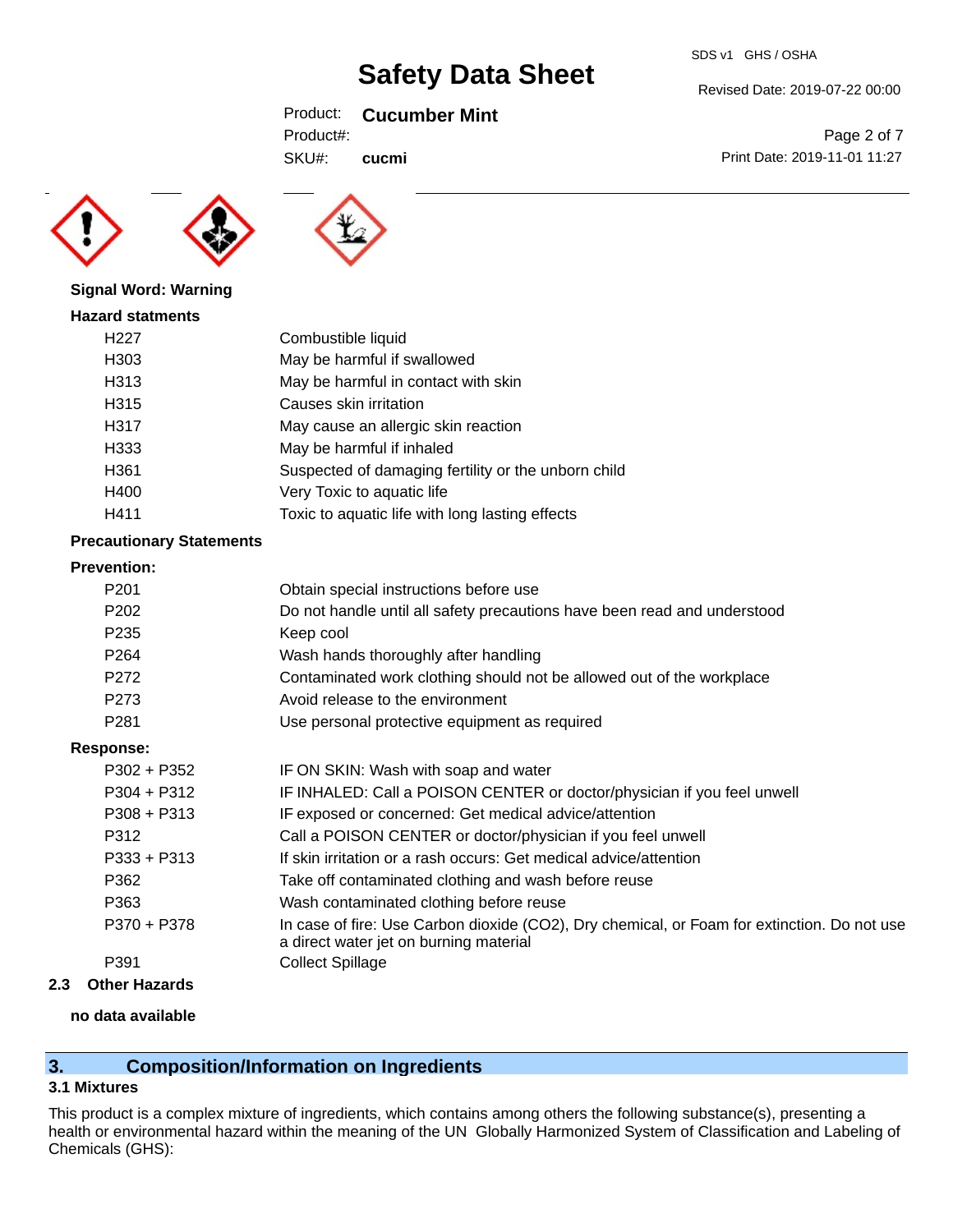**Signal Word: Warning**

**Hazard statments**

| | |
|---|---|
| H227 | Combustible liquid |
| H303 | May be harmful if swallowed |
| H313 | May be harmful in contact with skin |
| H315 | Causes skin irritation |
| H317 | May cause an allergic skin reaction |
| H333 | May be harmful if inhaled |
| H361 | Suspected of damaging fertility or the unborn child |
| H400 | Very Toxic to aquatic life |
| H411 | Toxic to aquatic life with long lasting effects |

**Precautionary Statements**

**Prevention:**

| | |
|---|---|
| P201 | Obtain special instructions before use |
| P202 | Do not handle until all safety precautions have been read and understood |
| P235 | Keep cool |
| P264 | Wash hands thoroughly after handling |
| P272 | Contaminated work clothing should not be allowed out of the workplace |
| P273 | Avoid release to the environment |
| P281 | Use personal protective equipment as required |

**Response:**

| | |
|---|---|
| P302 + P352 | IF ON SKIN: Wash with soap and water |
| P304 + P312 | IF INHALED: Call a POISON CENTER or doctor/physician if you feel unwell |
| P308 + P313 | IF exposed or concerned: Get medical advice/attention |
| P312 | Call a POISON CENTER or doctor/physician if you feel unwell |
| P333 + P313 | If skin irritation or a rash occurs: Get medical advice/attention |
| P362 | Take off contaminated clothing and wash before reuse |
| P363 | Wash contaminated clothing before reuse |
| P370 + P378 | In case of fire: Use Carbon dioxide ($CO_2$), Dry chemical, or Foam for extinction. Do not use a direct water jet on burning material |
| P391 | Collect Spillage |

### 2.3 Other Hazards

**no data available**

## 3. Composition/Information on Ingredients

### 3.1 Mixtures

This product is a complex mixture of ingredients, which contains among others the following substance(s), presenting a health or environmental hazard within the meaning of the UN Globally Harmonized System of Classification and Labeling of Chemicals (GHS):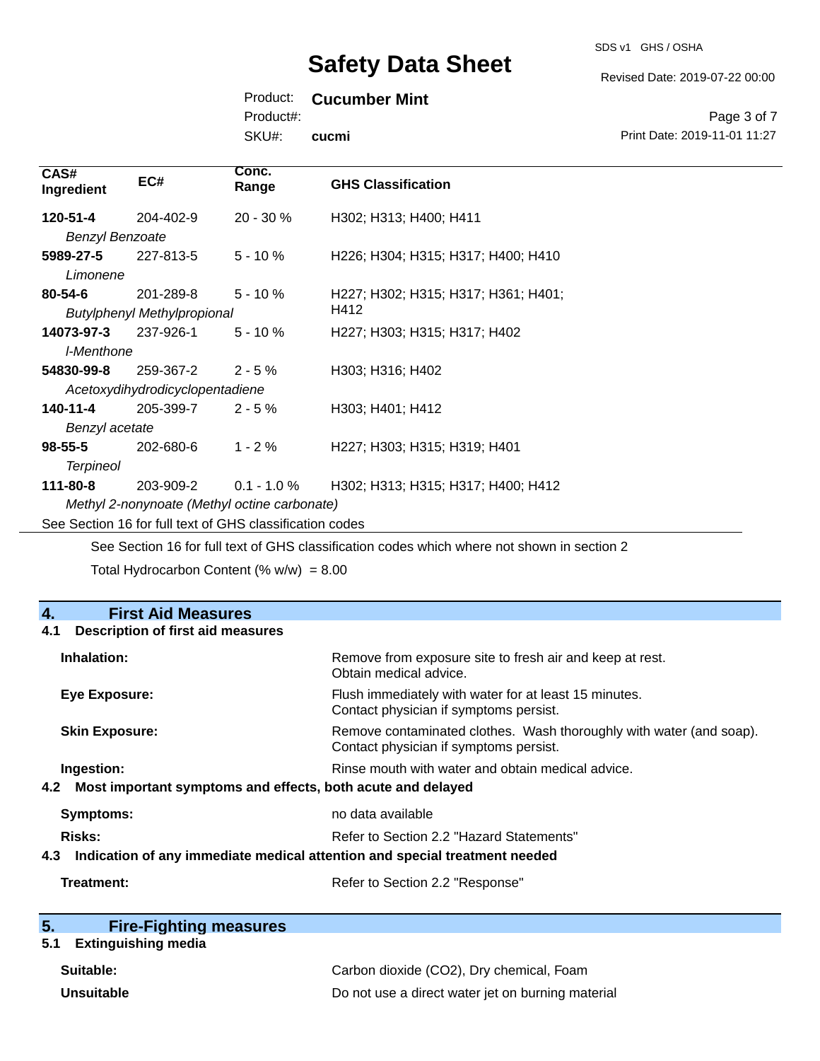| CAS# Ingredient | EC# | Conc. Range | GHS Classification |
|---|---|---|---|
| **120-51-4** *Benzyl Benzoate* | 204-402-9 | 20 - 30 % | H302; H313; H400; H411 |
| **5989-27-5** *Limonene* | 227-813-5 | 5 - 10 % | H226; H304; H315; H317; H400; H410 |
| **80-54-6** *Butylphenyl Methylpropional* | 201-289-8 | 5 - 10 % | H227; H302; H315; H317; H361; H401; H412 |
| **14073-97-3** *l-Menthone* | 237-926-1 | 5 - 10 % | H227; H303; H315; H317; H402 |
| **54830-99-8** *Acetoxydihydrodicyclopentadiene* | 259-367-2 | 2 - 5 % | H303; H316; H402 |
| **140-11-4** *Benzyl acetate* | 205-399-7 | 2 - 5 % | H303; H401; H412 |
| **98-55-5** *Terpineol* | 202-680-6 | 1 - 2 % | H227; H303; H315; H319; H401 |
| **111-80-8** *Methyl 2-nonynoate (Methyl octine carbonate)* | 203-909-2 | 0.1 - 1.0 % | H302; H313; H315; H317; H400; H412 |

See Section 16 for full text of GHS classification codes

See Section 16 for full text of GHS classification codes which where not shown in section 2

Total Hydrocarbon Content (% w/w) = 8.00

## 4. First Aid Measures

### 4.1 Description of first aid measures

**Inhalation:** Remove from exposure site to fresh air and keep at rest. Obtain medical advice.

**Eye Exposure:** Flush immediately with water for at least 15 minutes. Contact physician if symptoms persist.

**Skin Exposure:** Remove contaminated clothes. Wash thoroughly with water (and soap). Contact physician if symptoms persist.

**Ingestion:** Rinse mouth with water and obtain medical advice.

### 4.2 Most important symptoms and effects, both acute and delayed

**Symptoms:** no data available

**Risks:** Refer to Section 2.2 "Hazard Statements"

### 4.3 Indication of any immediate medical attention and special treatment needed

**Treatment:** Refer to Section 2.2 "Response"

## 5. Fire-Fighting measures

### 5.1 Extinguishing media

**Suitable:** Carbon dioxide (CO2), Dry chemical, Foam

**Unsuitable** Do not use a direct water jet on burning material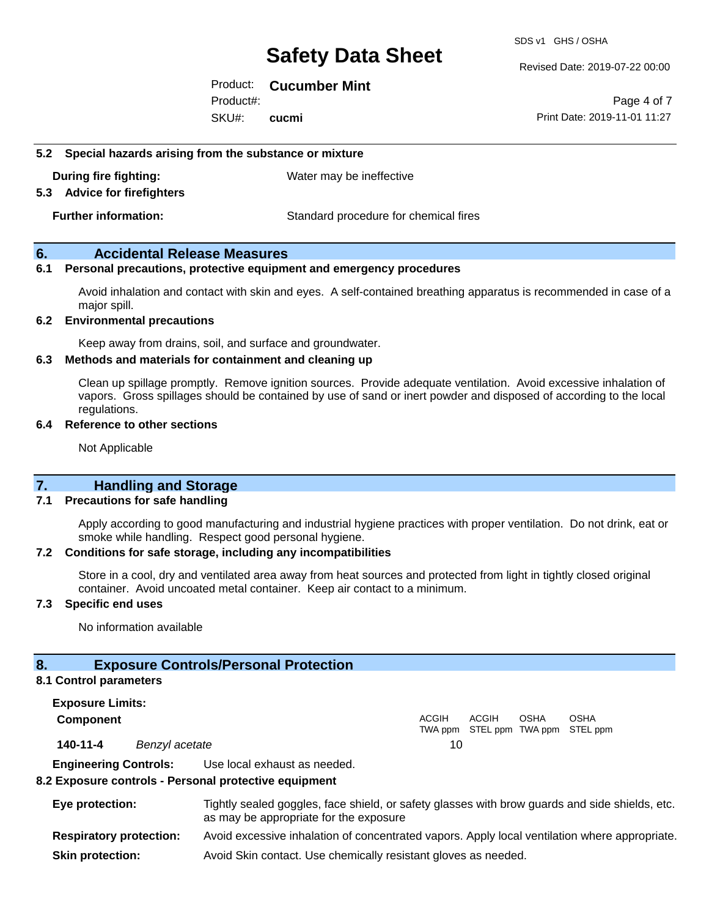### 5.2 Special hazards arising from the substance or mixture

**During fire fighting:** Water may be ineffective

### 5.3 Advice for firefighters

**Further information:** Standard procedure for chemical fires

## 6. Accidental Release Measures

### 6.1 Personal precautions, protective equipment and emergency procedures

Avoid inhalation and contact with skin and eyes. A self-contained breathing apparatus is recommended in case of a major spill.

### 6.2 Environmental precautions

Keep away from drains, soil, and surface and groundwater.

### 6.3 Methods and materials for containment and cleaning up

Clean up spillage promptly. Remove ignition sources. Provide adequate ventilation. Avoid excessive inhalation of vapors. Gross spillages should be contained by use of sand or inert powder and disposed of according to the local regulations.

### 6.4 Reference to other sections

Not Applicable

## 7. Handling and Storage

### 7.1 Precautions for safe handling

Apply according to good manufacturing and industrial hygiene practices with proper ventilation. Do not drink, eat or smoke while handling. Respect good personal hygiene.

### 7.2 Conditions for safe storage, including any incompatibilities

Store in a cool, dry and ventilated area away from heat sources and protected from light in tightly closed original container. Avoid uncoated metal container. Keep air contact to a minimum.

### 7.3 Specific end uses

No information available

## 8. Exposure Controls/Personal Protection

### 8.1 Control parameters

**Exposure Limits:**

| Component | | ACGIH TWA ppm | ACGIH STEL ppm | OSHA TWA ppm | OSHA STEL ppm |
|---|---|---|---|---|---|
| **140-11-4** | *Benzyl acetate* | 10 | | | |

**Engineering Controls:** Use local exhaust as needed.

### 8.2 Exposure controls - Personal protective equipment

**Eye protection:** Tightly sealed goggles, face shield, or safety glasses with brow guards and side shields, etc. as may be appropriate for the exposure

**Respiratory protection:** Avoid excessive inhalation of concentrated vapors. Apply local ventilation where appropriate.

**Skin protection:** Avoid Skin contact. Use chemically resistant gloves as needed.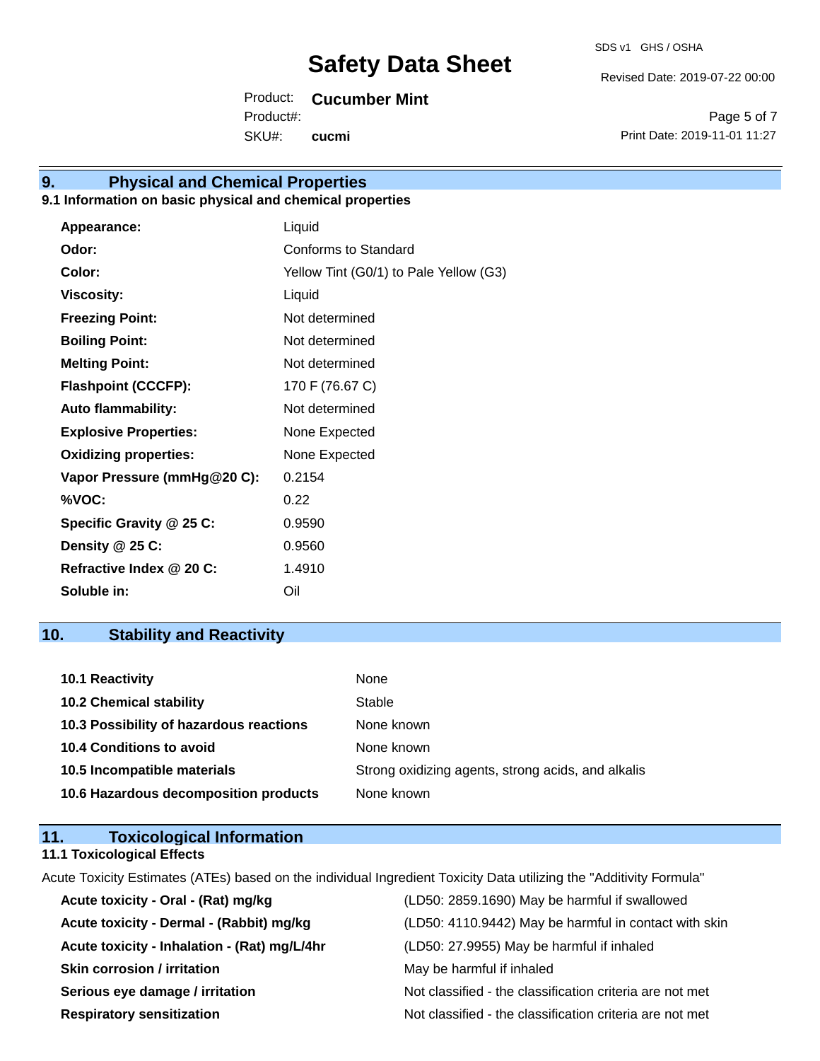## 9. Physical and Chemical Properties

### 9.1 Information on basic physical and chemical properties

| | |
|---|---|
| **Appearance:** | Liquid |
| **Odor:** | Conforms to Standard |
| **Color:** | Yellow Tint (G0/1) to Pale Yellow (G3) |
| **Viscosity:** | Liquid |
| **Freezing Point:** | Not determined |
| **Boiling Point:** | Not determined |
| **Melting Point:** | Not determined |
| **Flashpoint (CCCFP):** | 170 F (76.67 C) |
| **Auto flammability:** | Not determined |
| **Explosive Properties:** | None Expected |
| **Oxidizing properties:** | None Expected |
| **Vapor Pressure (mmHg@20 C):** | 0.2154 |
| **%VOC:** | 0.22 |
| **Specific Gravity @ 25 C:** | 0.9590 |
| **Density @ 25 C:** | 0.9560 |
| **Refractive Index @ 20 C:** | 1.4910 |
| **Soluble in:** | Oil |

## 10. Stability and Reactivity

| | |
|---|---|
| **10.1 Reactivity** | None |
| **10.2 Chemical stability** | Stable |
| **10.3 Possibility of hazardous reactions** | None known |
| **10.4 Conditions to avoid** | None known |
| **10.5 Incompatible materials** | Strong oxidizing agents, strong acids, and alkalis |
| **10.6 Hazardous decomposition products** | None known |

## 11. Toxicological Information

### 11.1 Toxicological Effects

Acute Toxicity Estimates (ATEs) based on the individual Ingredient Toxicity Data utilizing the "Additivity Formula"

| | |
|---|---|
| **Acute toxicity - Oral - (Rat) mg/kg** | (LD50: 2859.1690) May be harmful if swallowed |
| **Acute toxicity - Dermal - (Rabbit) mg/kg** | (LD50: 4110.9442) May be harmful in contact with skin |
| **Acute toxicity - Inhalation - (Rat) mg/L/4hr** | (LD50: 27.9955) May be harmful if inhaled |
| **Skin corrosion / irritation** | May be harmful if inhaled |
| **Serious eye damage / irritation** | Not classified - the classification criteria are not met |
| **Respiratory sensitization** | Not classified - the classification criteria are not met |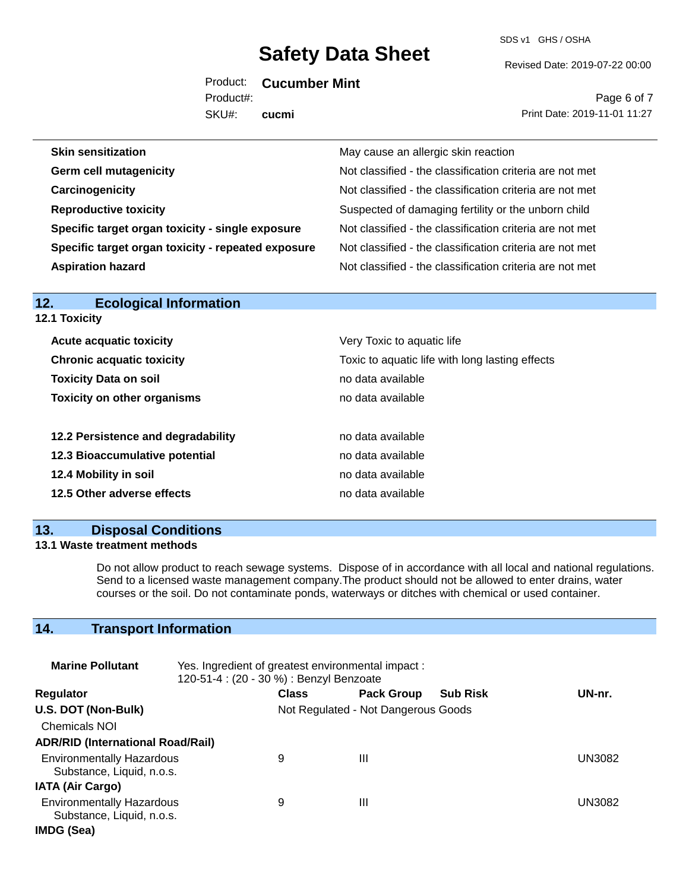| | |
|---|---|
| **Skin sensitization** | May cause an allergic skin reaction |
| **Germ cell mutagenicity** | Not classified - the classification criteria are not met |
| **Carcinogenicity** | Not classified - the classification criteria are not met |
| **Reproductive toxicity** | Suspected of damaging fertility or the unborn child |
| **Specific target organ toxicity - single exposure** | Not classified - the classification criteria are not met |
| **Specific target organ toxicity - repeated exposure** | Not classified - the classification criteria are not met |
| **Aspiration hazard** | Not classified - the classification criteria are not met |

## 12. Ecological Information

### 12.1 Toxicity

| | |
|---|---|
| **Acute acquatic toxicity** | Very Toxic to aquatic life |
| **Chronic acquatic toxicity** | Toxic to aquatic life with long lasting effects |
| **Toxicity Data on soil** | no data available |
| **Toxicity on other organisms** | no data available |

| | |
|---|---|
| **12.2 Persistence and degradability** | no data available |
| **12.3 Bioaccumulative potential** | no data available |
| **12.4 Mobility in soil** | no data available |
| **12.5 Other adverse effects** | no data available |

## 13. Disposal Conditions

### 13.1 Waste treatment methods

Do not allow product to reach sewage systems. Dispose of in accordance with all local and national regulations. Send to a licensed waste management company.The product should not be allowed to enter drains, water courses or the soil. Do not contaminate ponds, waterways or ditches with chemical or used container.

## 14. Transport Information

**Marine Pollutant** Yes. Ingredient of greatest environmental impact :
120-51-4 : (20 - 30 %) : Benzyl Benzoate

| Regulator | Class | Pack Group | Sub Risk | UN-nr. |
|---|---|---|---|---|
| **U.S. DOT (Non-Bulk)** | Not Regulated - Not Dangerous Goods | | | |
| Chemicals NOI | | | | |
| **ADR/RID (International Road/Rail)** | | | | |
| Environmentally Hazardous Substance, Liquid, n.o.s. | 9 | III | | UN3082 |
| **IATA (Air Cargo)** | | | | |
| Environmentally Hazardous Substance, Liquid, n.o.s. | 9 | III | | UN3082 |
| **IMDG (Sea)** | | | | |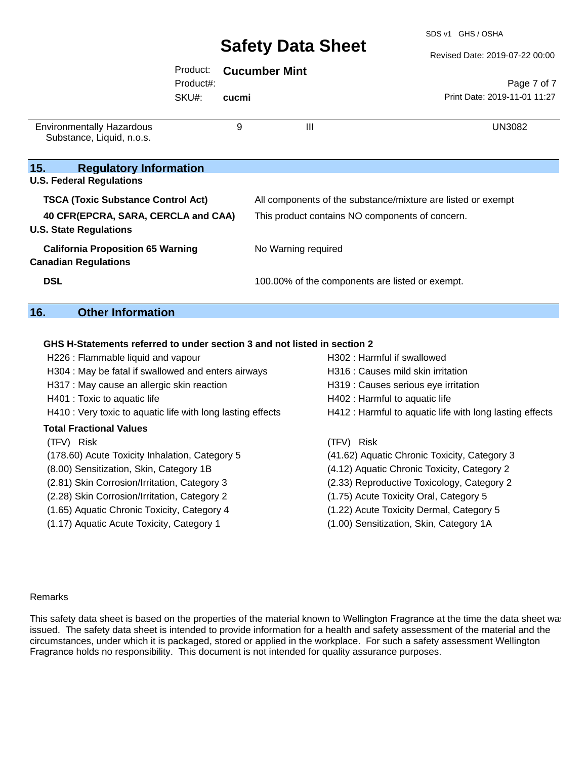| | | | |
|---|---|---|---|
| Environmentally Hazardous Substance, Liquid, n.o.s. | 9 | III | UN3082 |

## 15. Regulatory Information

**U.S. Federal Regulations**

| | |
|---|---|
| **TSCA (Toxic Substance Control Act)** | All components of the substance/mixture are listed or exempt |
| **40 CFR(EPCRA, SARA, CERCLA and CAA)** | This product contains NO components of concern. |

**U.S. State Regulations**

| | |
|---|---|
| **California Proposition 65 Warning** | No Warning required |

**Canadian Regulations**

| | |
|---|---|
| **DSL** | 100.00% of the components are listed or exempt. |

## 16. Other Information

**GHS H-Statements referred to under section 3 and not listed in section 2**

H226 : Flammable liquid and vapour
H302 : Harmful if swallowed
H304 : May be fatal if swallowed and enters airways
H316 : Causes mild skin irritation
H317 : May cause an allergic skin reaction
H319 : Causes serious eye irritation
H401 : Toxic to aquatic life
H402 : Harmful to aquatic life
H410 : Very toxic to aquatic life with long lasting effects
H412 : Harmful to aquatic life with long lasting effects

**Total Fractional Values**

| (TFV) Risk | (TFV) Risk |
|---|---|
| (178.60) Acute Toxicity Inhalation, Category 5 | (41.62) Aquatic Chronic Toxicity, Category 3 |
| (8.00) Sensitization, Skin, Category 1B | (4.12) Aquatic Chronic Toxicity, Category 2 |
| (2.81) Skin Corrosion/Irritation, Category 3 | (2.33) Reproductive Toxicology, Category 2 |
| (2.28) Skin Corrosion/Irritation, Category 2 | (1.75) Acute Toxicity Oral, Category 5 |
| (1.65) Aquatic Chronic Toxicity, Category 4 | (1.22) Acute Toxicity Dermal, Category 5 |
| (1.17) Aquatic Acute Toxicity, Category 1 | (1.00) Sensitization, Skin, Category 1A |

Remarks

This safety data sheet is based on the properties of the material known to Wellington Fragrance at the time the data sheet was issued. The safety data sheet is intended to provide information for a health and safety assessment of the material and the circumstances, under which it is packaged, stored or applied in the workplace. For such a safety assessment Wellington Fragrance holds no responsibility. This document is not intended for quality assurance purposes.